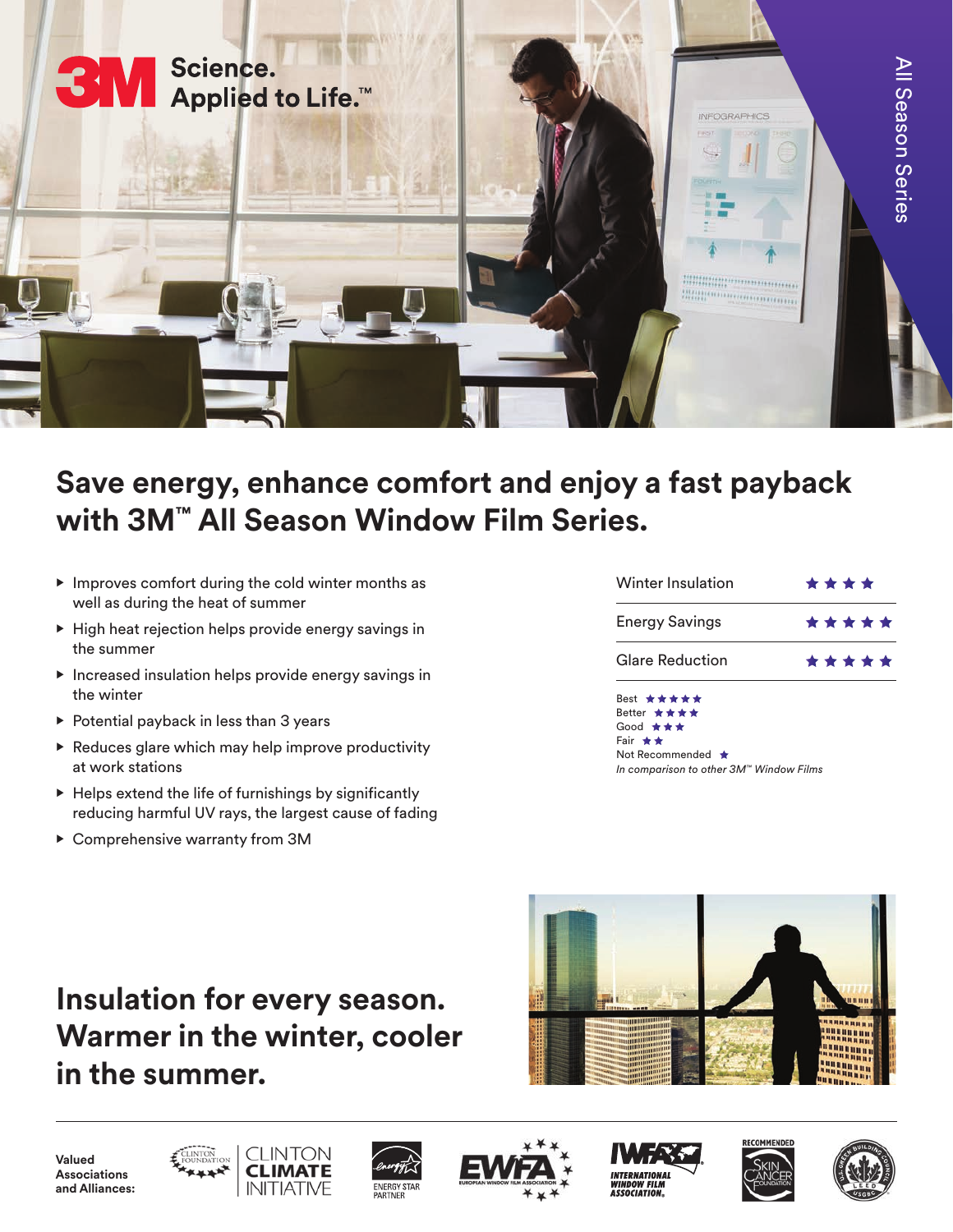3M Science. Applied to Life.™

All Season Series

# Save energy, enhance comfort and enjoy a fast payback with 3M™ All Season Window Film Series.

- Improves comfort during the cold winter months as well as during the heat of summer
- High heat rejection helps provide energy savings in the summer
- Increased insulation helps provide energy savings in the winter
- Potential payback in less than 3 years
- Reduces glare which may help improve productivity at work stations
- Helps extend the life of furnishings by significantly reducing harmful UV rays, the largest cause of fading
- Comprehensive warranty from 3M

| Feature | Rating |
| --- | --- |
| Winter Insulation | ★★★★ |
| Energy Savings | ★★★★★ |
| Glare Reduction | ★★★★★ |

Best ★★★★★
Better ★★★★
Good ★★★
Fair ★★
Not Recommended ★
*In comparison to other 3M™ Window Films*

## Insulation for every season. Warmer in the winter, cooler in the summer.

**Valued Associations and Alliances:**

Clinton Foundation | Clinton Climate Initiative | Energy Star Partner | EWFA European Window Film Association | IWFA International Window Film Association | Recommended Skin Cancer Foundation | U.S. Green Building Council LEED USGBC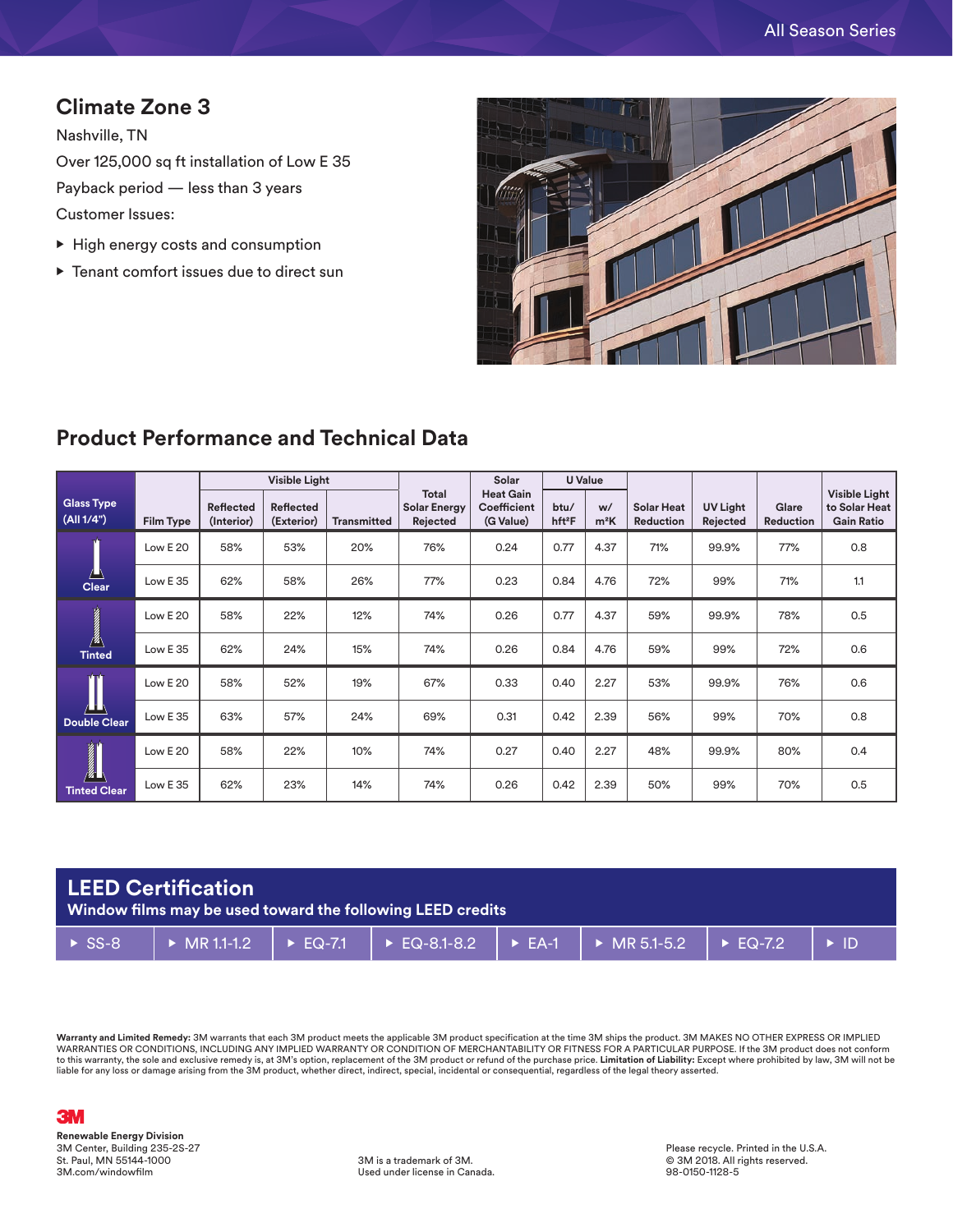## Climate Zone 3

Nashville, TN

Over 125,000 sq ft installation of Low E 35

Payback period — less than 3 years

Customer Issues:

- High energy costs and consumption
- Tenant comfort issues due to direct sun

## Product Performance and Technical Data

| Glass Type (All 1/4") | Film Type | Visible Light | | | Total Solar Energy Rejected | Solar Heat Gain Coefficient (G Value) | U Value | | Solar Heat Reduction | UV Light Rejected | Glare Reduction | Visible Light to Solar Heat Gain Ratio |
|---|---|---|---|---|---|---|---|---|---|---|---|---|
| | | Reflected (Interior) | Reflected (Exterior) | Transmitted | | | btu/hft²F | w/m²K | | | | |
| Clear | Low E 20 | 58% | 53% | 20% | 76% | 0.24 | 0.77 | 4.37 | 71% | 99.9% | 77% | 0.8 |
| | Low E 35 | 62% | 58% | 26% | 77% | 0.23 | 0.84 | 4.76 | 72% | 99% | 71% | 1.1 |
| Tinted | Low E 20 | 58% | 22% | 12% | 74% | 0.26 | 0.77 | 4.37 | 59% | 99.9% | 78% | 0.5 |
| | Low E 35 | 62% | 24% | 15% | 74% | 0.26 | 0.84 | 4.76 | 59% | 99% | 72% | 0.6 |
| Double Clear | Low E 20 | 58% | 52% | 19% | 67% | 0.33 | 0.40 | 2.27 | 53% | 99.9% | 76% | 0.6 |
| | Low E 35 | 63% | 57% | 24% | 69% | 0.31 | 0.42 | 2.39 | 56% | 99% | 70% | 0.8 |
| Tinted Clear | Low E 20 | 58% | 22% | 10% | 74% | 0.27 | 0.40 | 2.27 | 48% | 99.9% | 80% | 0.4 |
| | Low E 35 | 62% | 23% | 14% | 74% | 0.26 | 0.42 | 2.39 | 50% | 99% | 70% | 0.5 |

## LEED Certification

**Window films may be used toward the following LEED credits**

- SS-8
- MR 1.1-1.2
- EQ-7.1
- EQ-8.1-8.2
- EA-1
- MR 5.1-5.2
- EQ-7.2
- ID

**Warranty and Limited Remedy:** 3M warrants that each 3M product meets the applicable 3M product specification at the time 3M ships the product. 3M MAKES NO OTHER EXPRESS OR IMPLIED WARRANTIES OR CONDITIONS, INCLUDING ANY IMPLIED WARRANTY OR CONDITION OF MERCHANTABILITY OR FITNESS FOR A PARTICULAR PURPOSE. If the 3M product does not conform to this warranty, the sole and exclusive remedy is, at 3M's option, replacement of the 3M product or refund of the purchase price. **Limitation of Liability:** Except where prohibited by law, 3M will not be liable for any loss or damage arising from the 3M product, whether direct, indirect, special, incidental or consequential, regardless of the legal theory asserted.

3M

**Renewable Energy Division**
3M Center, Building 235-2S-27
St. Paul, MN 55144-1000
3M.com/windowfilm

3M is a trademark of 3M.
Used under license in Canada.

Please recycle. Printed in the U.S.A.
© 3M 2018. All rights reserved.
98-0150-1128-5